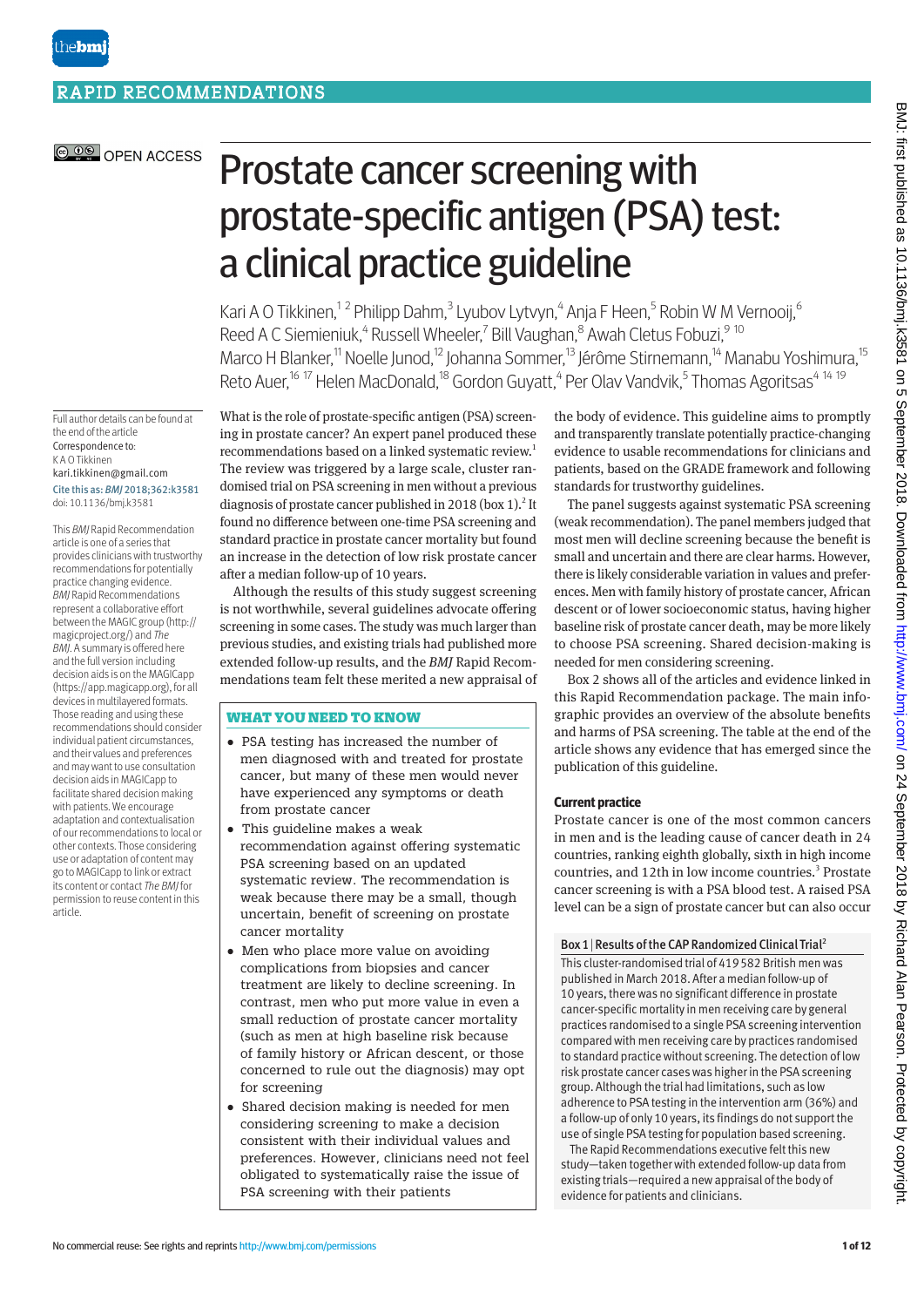RAPID RECOMMENDATIONS

OPEN ACCESS

# Prostate cancer screening with prostate-specific antigen (PSA) test: a clinical practice guideline

Kari A O Tikkinen,[1 2] Philipp Dahm,[3] Lyubov Lytvyn,[4] Anja F Heen,[5] Robin W M Vernooij,[6] Reed A C Siemieniuk,[4] Russell Wheeler,[7] Bill Vaughan,[8] Awah Cletus Fobuzi,[9 10] Marco H Blanker,[11] Noelle Junod,[12] Johanna Sommer,[13] Jérôme Stirnemann,[14] Manabu Yoshimura,[15] Reto Auer,[16 17] Helen MacDonald,[18] Gordon Guyatt,[4] Per Olav Vandvik,[5] Thomas Agoritsas[4 14 19]

Full author details can be found at the end of the article

Correspondence to: K A O Tikkinen kari.tikkinen@gmail.com

Cite this as: *BMJ* 2018;362:k3581
doi: 10.1136/bmj.k3581

This *BMJ* Rapid Recommendation article is one of a series that provides clinicians with trustworthy recommendations for potentially practice changing evidence. *BMJ* Rapid Recommendations represent a collaborative effort between the MAGIC group (http://magicproject.org/) and *The BMJ*. A summary is offered here and the full version including decision aids is on the MAGICapp (https://app.magicapp.org), for all devices in multilayered formats. Those reading and using these recommendations should consider individual patient circumstances, and their values and preferences and may want to use consultation decision aids in MAGICapp to facilitate shared decision making with patients. We encourage adaptation and contextualisation of our recommendations to local or other contexts. Those considering use or adaptation of content may go to MAGICapp to link or extract its content or contact *The BMJ* for permission to reuse content in this article.

What is the role of prostate-specific antigen (PSA) screening in prostate cancer? An expert panel produced these recommendations based on a linked systematic review.[1] The review was triggered by a large scale, cluster randomised trial on PSA screening in men without a previous diagnosis of prostate cancer published in 2018 (box 1).[2] It found no difference between one-time PSA screening and standard practice in prostate cancer mortality but found an increase in the detection of low risk prostate cancer after a median follow-up of 10 years.

Although the results of this study suggest screening is not worthwhile, several guidelines advocate offering screening in some cases. The study was much larger than previous studies, and existing trials had published more extended follow-up results, and the *BMJ* Rapid Recommendations team felt these merited a new appraisal of the body of evidence. This guideline aims to promptly and transparently translate potentially practice-changing evidence to usable recommendations for clinicians and patients, based on the GRADE framework and following standards for trustworthy guidelines.

The panel suggests against systematic PSA screening (weak recommendation). The panel members judged that most men will decline screening because the benefit is small and uncertain and there are clear harms. However, there is likely considerable variation in values and preferences. Men with family history of prostate cancer, African descent or of lower socioeconomic status, having higher baseline risk of prostate cancer death, may be more likely to choose PSA screening. Shared decision-making is needed for men considering screening.

Box 2 shows all of the articles and evidence linked in this Rapid Recommendation package. The main infographic provides an overview of the absolute benefits and harms of PSA screening. The table at the end of the article shows any evidence that has emerged since the publication of this guideline.

### WHAT YOU NEED TO KNOW

- PSA testing has increased the number of men diagnosed with and treated for prostate cancer, but many of these men would never have experienced any symptoms or death from prostate cancer
- This guideline makes a weak recommendation against offering systematic PSA screening based on an updated systematic review. The recommendation is weak because there may be a small, though uncertain, benefit of screening on prostate cancer mortality
- Men who place more value on avoiding complications from biopsies and cancer treatment are likely to decline screening. In contrast, men who put more value in even a small reduction of prostate cancer mortality (such as men at high baseline risk because of family history or African descent, or those concerned to rule out the diagnosis) may opt for screening
- Shared decision making is needed for men considering screening to make a decision consistent with their individual values and preferences. However, clinicians need not feel obligated to systematically raise the issue of PSA screening with their patients

### Current practice

Prostate cancer is one of the most common cancers in men and is the leading cause of cancer death in 24 countries, ranking eighth globally, sixth in high income countries, and 12th in low income countries.[3] Prostate cancer screening is with a PSA blood test. A raised PSA level can be a sign of prostate cancer but can also occur

**Box 1 | Results of the CAP Randomized Clinical Trial[2]**

This cluster-randomised trial of 419 582 British men was published in March 2018. After a median follow-up of 10 years, there was no significant difference in prostate cancer-specific mortality in men receiving care by general practices randomised to a single PSA screening intervention compared with men receiving care by practices randomised to standard practice without screening. The detection of low risk prostate cancer cases was higher in the PSA screening group. Although the trial had limitations, such as low adherence to PSA testing in the intervention arm (36%) and a follow-up of only 10 years, its findings do not support the use of single PSA testing for population based screening.

The Rapid Recommendations executive felt this new study—taken together with extended follow-up data from existing trials—required a new appraisal of the body of evidence for patients and clinicians.

No commercial reuse: See rights and reprints http://www.bmj.com/permissions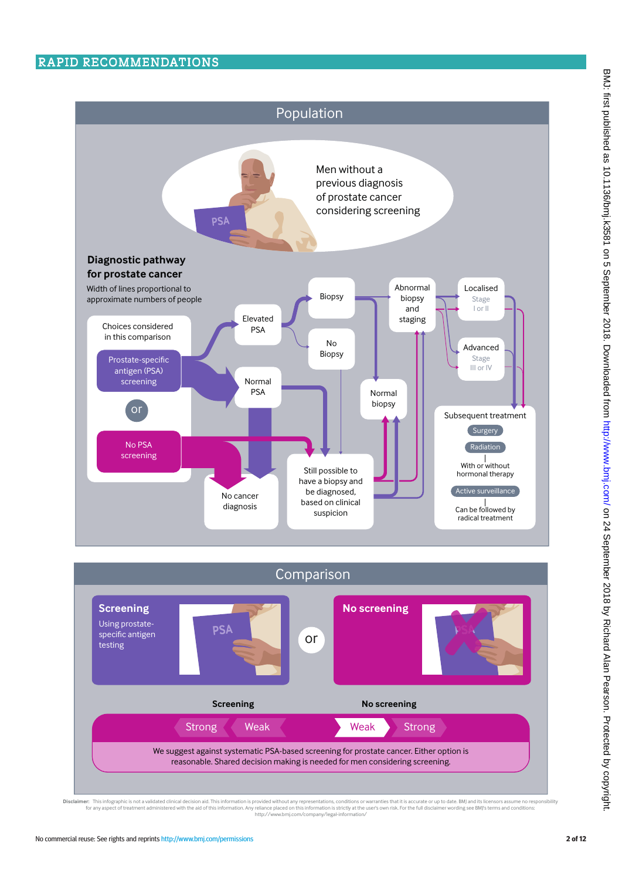## Population

Men without a previous diagnosis of prostate cancer considering screening

### Diagnostic pathway for prostate cancer

Width of lines proportional to approximate numbers of people

Choices considered in this comparison

- Prostate-specific antigen (PSA) screening
- or
- No PSA screening

Elevated PSA

Normal PSA

Biopsy

No Biopsy

Abnormal biopsy and staging

Normal biopsy

Localised Stage I or II

Advanced Stage III or IV

No cancer diagnosis

Still possible to have a biopsy and be diagnosed, based on clinical suspicion

Subsequent treatment

- Surgery
- Radiation
  - With or without hormonal therapy
- Active surveillance
  - Can be followed by radical treatment

## Comparison

**Screening**
Using prostate-specific antigen testing

or

**No screening**

| Screening | | No screening | |
|---|---|---|---|
| Strong | Weak | **Weak** | Strong |

We suggest against systematic PSA-based screening for prostate cancer. Either option is reasonable. Shared decision making is needed for men considering screening.

**Disclaimer:** This infographic is not a validated clinical decision aid. This information is provided without any representations, conditions or warranties that it is accurate or up to date. BMJ and its licensors assume no responsibility for any aspect of treatment administered with the aid of this information. Any reliance placed on this information is strictly at the user's own risk. For the full disclaimer wording see BMJ's terms and conditions: http://www.bmj.com/company/legal-information/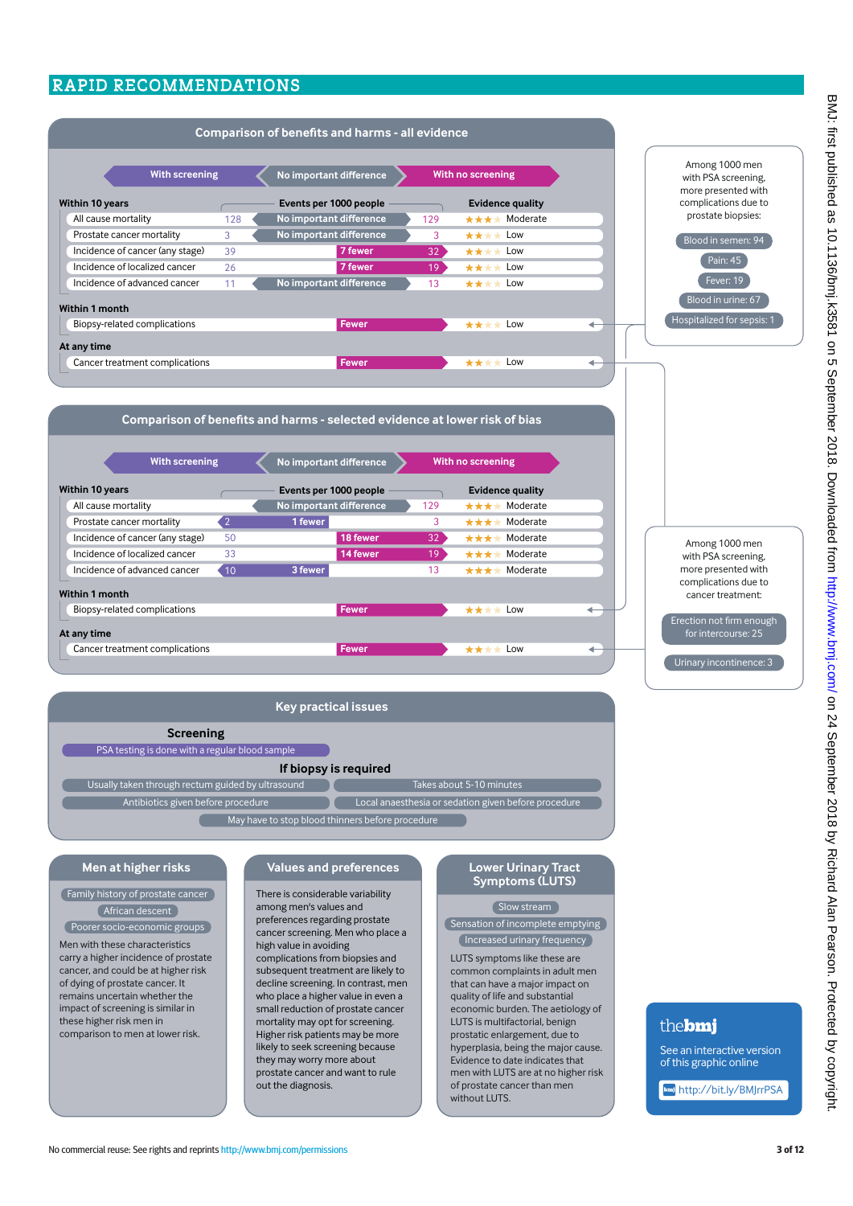# RAPID RECOMMENDATIONS

## Comparison of benefits and harms - all evidence

With screening | No important difference | With no screening

| Within 10 years | With screening (events per 1000 people) | Difference | With no screening (events per 1000 people) | Evidence quality |
|---|---|---|---|---|
| All cause mortality | 128 | No important difference | 129 | ★★★ Moderate |
| Prostate cancer mortality | 3 | No important difference | 3 | ★★ Low |
| Incidence of cancer (any stage) | 39 | 7 fewer | 32 | ★★ Low |
| Incidence of localized cancer | 26 | 7 fewer | 19 | ★★ Low |
| Incidence of advanced cancer | 11 | No important difference | 13 | ★★ Low |
| **Within 1 month** | | | | |
| Biopsy-related complications | | Fewer | | ★★ Low |
| **At any time** | | | | |
| Cancer treatment complications | | Fewer | | ★★ Low |

Among 1000 men with PSA screening, more presented with complications due to prostate biopsies:

- Blood in semen: 94
- Pain: 45
- Fever: 19
- Blood in urine: 67
- Hospitalized for sepsis: 1

## Comparison of benefits and harms - selected evidence at lower risk of bias

With screening | No important difference | With no screening

| Within 10 years | With screening (events per 1000 people) | Difference | With no screening (events per 1000 people) | Evidence quality |
|---|---|---|---|---|
| All cause mortality | | No important difference | 129 | ★★★ Moderate |
| Prostate cancer mortality | 2 | 1 fewer | 3 | ★★★ Moderate |
| Incidence of cancer (any stage) | 50 | 18 fewer | 32 | ★★★ Moderate |
| Incidence of localized cancer | 33 | 14 fewer | 19 | ★★★ Moderate |
| Incidence of advanced cancer | 10 | 3 fewer | 13 | ★★★ Moderate |
| **Within 1 month** | | | | |
| Biopsy-related complications | | Fewer | | ★★ Low |
| **At any time** | | | | |
| Cancer treatment complications | | Fewer | | ★★ Low |

Among 1000 men with PSA screening, more presented with complications due to cancer treatment:

- Erection not firm enough for intercourse: 25
- Urinary incontinence: 3

## Key practical issues

### Screening

- PSA testing is done with a regular blood sample

### If biopsy is required

- Usually taken through rectum guided by ultrasound
- Takes about 5-10 minutes
- Antibiotics given before procedure
- Local anaesthesia or sedation given before procedure
- May have to stop blood thinners before procedure

## Men at higher risks

- Family history of prostate cancer
- African descent
- Poorer socio-economic groups

Men with these characteristics carry a higher incidence of prostate cancer, and could be at higher risk of dying of prostate cancer. It remains uncertain whether the impact of screening is similar in these higher risk men in comparison to men at lower risk.

## Values and preferences

There is considerable variability among men's values and preferences regarding prostate cancer screening. Men who place a high value in avoiding complications from biopsies and subsequent treatment are likely to decline screening. In contrast, men who place a higher value in even a small reduction of prostate cancer mortality may opt for screening. Higher risk patients may be more likely to seek screening because they may worry more about prostate cancer and want to rule out the diagnosis.

## Lower Urinary Tract Symptoms (LUTS)

- Slow stream
- Sensation of incomplete emptying
- Increased urinary frequency

LUTS symptoms like these are common complaints in adult men that can have a major impact on quality of life and substantial economic burden. The aetiology of LUTS is multifactorial, benign prostatic enlargement, due to hyperplasia, being the major cause. Evidence to date indicates that men with LUTS are at no higher risk of prostate cancer than men without LUTS.

**thebmj**

See an interactive version of this graphic online

http://bit.ly/BMJrrPSA

No commercial reuse: See rights and reprints http://www.bmj.com/permissions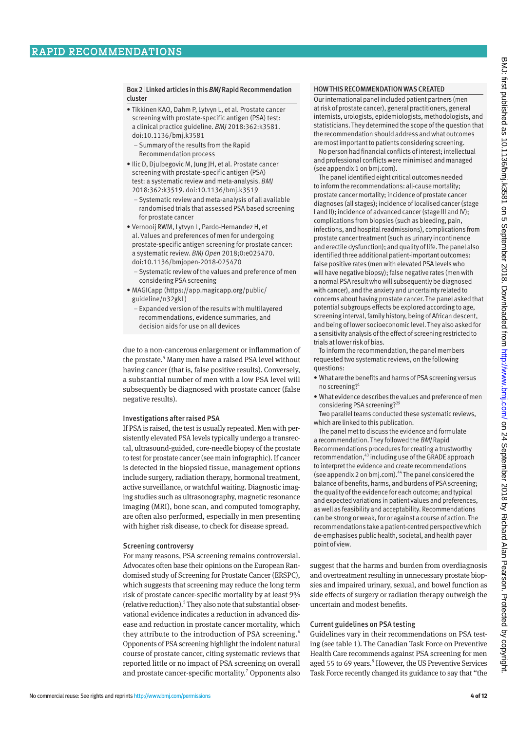### Box 2 | Linked articles in this *BMJ* Rapid Recommendation cluster

- Tikkinen KAO, Dahm P, Lytvyn L, et al. Prostate cancer screening with prostate-specific antigen (PSA) test: a clinical practice guideline. *BMJ* 2018:362:k3581. doi:10.1136/bmj.k3581
  - Summary of the results from the Rapid Recommendation process
- Ilic D, Djulbegovic M, Jung JH, et al. Prostate cancer screening with prostate-specific antigen (PSA) test: a systematic review and meta-analysis. *BMJ* 2018:362:k3519. doi:10.1136/bmj.k3519
  - Systematic review and meta-analysis of all available randomised trials that assessed PSA based screening for prostate cancer
- Vernooij RWM, Lytvyn L, Pardo-Hernandez H, et al. Values and preferences of men for undergoing prostate-specific antigen screening for prostate cancer: a systematic review. *BMJ Open* 2018;0:e025470. doi:10.1136/bmjopen-2018-025470
  - Systematic review of the values and preference of men considering PSA screening
- MAGICapp (https://app.magicapp.org/public/guideline/n32gkL)
  - Expanded version of the results with multilayered recommendations, evidence summaries, and decision aids for use on all devices

due to a non-cancerous enlargement or inflammation of the prostate.[4] Many men have a raised PSA level without having cancer (that is, false positive results). Conversely, a substantial number of men with a low PSA level will subsequently be diagnosed with prostate cancer (false negative results).

### Investigations after raised PSA

If PSA is raised, the test is usually repeated. Men with persistently elevated PSA levels typically undergo a transrectal, ultrasound-guided, core-needle biopsy of the prostate to test for prostate cancer (see main infographic). If cancer is detected in the biopsied tissue, management options include surgery, radiation therapy, hormonal treatment, active surveillance, or watchful waiting. Diagnostic imaging studies such as ultrasonography, magnetic resonance imaging (MRI), bone scan, and computed tomography, are often also performed, especially in men presenting with higher risk disease, to check for disease spread.

### Screening controversy

For many reasons, PSA screening remains controversial. Advocates often base their opinions on the European Randomised study of Screening for Prostate Cancer (ERSPC), which suggests that screening may reduce the long term risk of prostate cancer-specific mortality by at least 9% (relative reduction).[5] They also note that substantial observational evidence indicates a reduction in advanced disease and reduction in prostate cancer mortality, which they attribute to the introduction of PSA screening.[6] Opponents of PSA screening highlight the indolent natural course of prostate cancer, citing systematic reviews that reported little or no impact of PSA screening on overall and prostate cancer-specific mortality.[7] Opponents also suggest that the harms and burden from overdiagnosis and overtreatment resulting in unnecessary prostate biopsies and impaired urinary, sexual, and bowel function as side effects of surgery or radiation therapy outweigh the uncertain and modest benefits.

### HOW THIS RECOMMENDATION WAS CREATED

Our international panel included patient partners (men at risk of prostate cancer), general practitioners, general internists, urologists, epidemiologists, methodologists, and statisticians. They determined the scope of the question that the recommendation should address and what outcomes are most important to patients considering screening.

No person had financial conflicts of interest; intellectual and professional conflicts were minimised and managed (see appendix 1 on bmj.com).

The panel identified eight critical outcomes needed to inform the recommendations: all-cause mortality; prostate cancer mortality; incidence of prostate cancer diagnoses (all stages); incidence of localised cancer (stage I and II); incidence of advanced cancer (stage III and IV); complications from biopsies (such as bleeding, pain, infections, and hospital readmissions), complications from prostate cancer treatment (such as urinary incontinence and erectile dysfunction); and quality of life. The panel also identified three additional patient-important outcomes: false positive rates (men with elevated PSA levels who will have negative biopsy); false negative rates (men with a normal PSA result who will subsequently be diagnosed with cancer), and the anxiety and uncertainty related to concerns about having prostate cancer. The panel asked that potential subgroups effects be explored according to age, screening interval, family history, being of African descent, and being of lower socioeconomic level. They also asked for a sensitivity analysis of the effect of screening restricted to trials at lower risk of bias.

To inform the recommendation, the panel members requested two systematic reviews, on the following questions:

- What are the benefits and harms of PSA screening versus no screening?[1]
- What evidence describes the values and preference of men considering PSA screening?[29]

Two parallel teams conducted these systematic reviews, which are linked to this publication.

The panel met to discuss the evidence and formulate a recommendation. They followed the *BMJ* Rapid Recommendations procedures for creating a trustworthy recommendation,[43] including use of the GRADE approach to interpret the evidence and create recommendations (see appendix 2 on bmj.com).[44] The panel considered the balance of benefits, harms, and burdens of PSA screening; the quality of the evidence for each outcome; and typical and expected variations in patient values and preferences, as well as feasibility and acceptability. Recommendations can be strong or weak, for or against a course of action. The recommendations take a patient-centred perspective which de-emphasises public health, societal, and health payer point of view.

### Current guidelines on PSA testing

Guidelines vary in their recommendations on PSA testing (see table 1). The Canadian Task Force on Preventive Health Care recommends against PSA screening for men aged 55 to 69 years.[8] However, the US Preventive Services Task Force recently changed its guidance to say that "the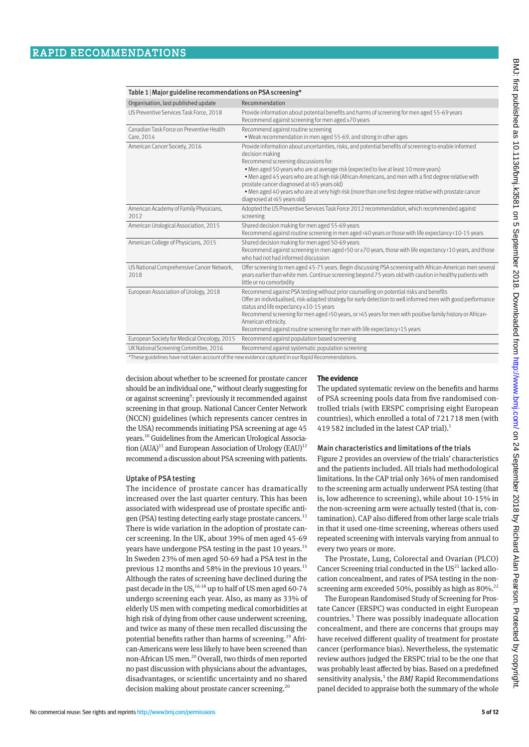Table 1 | Major guideline recommendations on PSA screening*

| Organisation, last published update | Recommendation |
|---|---|
| US Preventive Services Task Force, 2018 | Provide information about potential benefits and harms of screening for men aged 55-69 years<br>Recommend against screening for men aged ≥70 years |
| Canadian Task Force on Preventive Health Care, 2014 | Recommend against routine screening<br>• Weak recommendation in men aged 55-69, and strong in other ages |
| American Cancer Society, 2016 | Provide information about uncertainties, risks, and potential benefits of screening to enable informed decision making<br>Recommend screening discussions for:<br>• Men aged 50 years who are at average risk (expected to live at least 10 more years)<br>• Men aged 45 years who are at high risk (African-Americans, and men with a first degree relative with prostate cancer diagnosed at <65 years old)<br>• Men aged 40 years who are at very high risk (more than one first degree relative with prostate cancer diagnosed at <65 years old) |
| American Academy of Family Physicians, 2012 | Adopted the US Preventive Services Task Force 2012 recommendation, which recommended against screening |
| American Urological Association, 2015 | Shared decision making for men aged 55-69 years<br>Recommend against routine screening in men aged <40 years or those with life expectancy <10-15 years |
| American College of Physicians, 2015 | Shared decision making for men aged 50-69 years<br>Recommend against screening in men aged <50 or ≥70 years, those with life expectancy <10 years, and those who had not had informed discussion |
| US National Comprehensive Cancer Network, 2018 | Offer screening to men aged 45-75 years. Begin discussing PSA screening with African-American men several years earlier than white men. Continue screening beyond 75 years old with caution in healthy patients with little or no comorbidity |
| European Association of Urology, 2018 | Recommend against PSA testing without prior counselling on potential risks and benefits<br>Offer an individualised, risk-adapted strategy for early detection to well informed men with good performance status and life expectancy ≥10-15 years<br>Recommend screening for men aged >50 years, or >45 years for men with positive family history or African-American ethnicity.<br>Recommend against routine screening for men with life expectancy <15 years |
| European Society for Medical Oncology, 2015 | Recommend against population based screening |
| UK National Screening Committee, 2016 | Recommend against systematic population screening |

*These guidelines have not taken account of the new evidence captured in our Rapid Recommendations.

decision about whether to be screened for prostate cancer should be an individual one," without clearly suggesting for or against screening[9]: previously it recommended against screening in that group. National Cancer Center Network (NCCN) guidelines (which represents cancer centres in the USA) recommends initiating PSA screening at age 45 years.[10] Guidelines from the American Urological Association (AUA)[11] and European Association of Urology (EAU)[12] recommend a discussion about PSA screening with patients.

### Uptake of PSA testing

The incidence of prostate cancer has dramatically increased over the last quarter century. This has been associated with widespread use of prostate specific antigen (PSA) testing detecting early stage prostate cancers.[13] There is wide variation in the adoption of prostate cancer screening. In the UK, about 39% of men aged 45-69 years have undergone PSA testing in the past 10 years.[14] In Sweden 23% of men aged 50-69 had a PSA test in the previous 12 months and 58% in the previous 10 years.[15] Although the rates of screening have declined during the past decade in the US,[16-18] up to half of US men aged 60-74 undergo screening each year. Also, as many as 33% of elderly US men with competing medical comorbidities at high risk of dying from other cause underwent screening, and twice as many of these men recalled discussing the potential benefits rather than harms of screening.[19] African-Americans were less likely to have been screened than non-African US men.[20] Overall, two thirds of men reported no past discussion with physicians about the advantages, disadvantages, or scientific uncertainty and no shared decision making about prostate cancer screening.[20]

## The evidence

The updated systematic review on the benefits and harms of PSA screening pools data from five randomised controlled trials (with ERSPC comprising eight European countries), which enrolled a total of 721 718 men (with 419 582 included in the latest CAP trial).[1]

### Main characteristics and limitations of the trials

Figure 2 provides an overview of the trials' characteristics and the patients included. All trials had methodological limitations. In the CAP trial only 36% of men randomised to the screening arm actually underwent PSA testing (that is, low adherence to screening), while about 10-15% in the non-screening arm were actually tested (that is, contamination). CAP also differed from other large scale trials in that it used one-time screening, whereas others used repeated screening with intervals varying from annual to every two years or more.

The Prostate, Lung, Colorectal and Ovarian (PLCO) Cancer Screening trial conducted in the US[21] lacked allocation concealment, and rates of PSA testing in the non-screening arm exceeded 50%, possibly as high as 80%.[22]

The European Randomised Study of Screening for Prostate Cancer (ERSPC) was conducted in eight European countries.[5] There was possibly inadequate allocation concealment, and there are concerns that groups may have received different quality of treatment for prostate cancer (performance bias). Nevertheless, the systematic review authors judged the ERSPC trial to be the one that was probably least affected by bias. Based on a predefined sensitivity analysis,[1] the *BMJ* Rapid Recommendations panel decided to appraise both the summary of the whole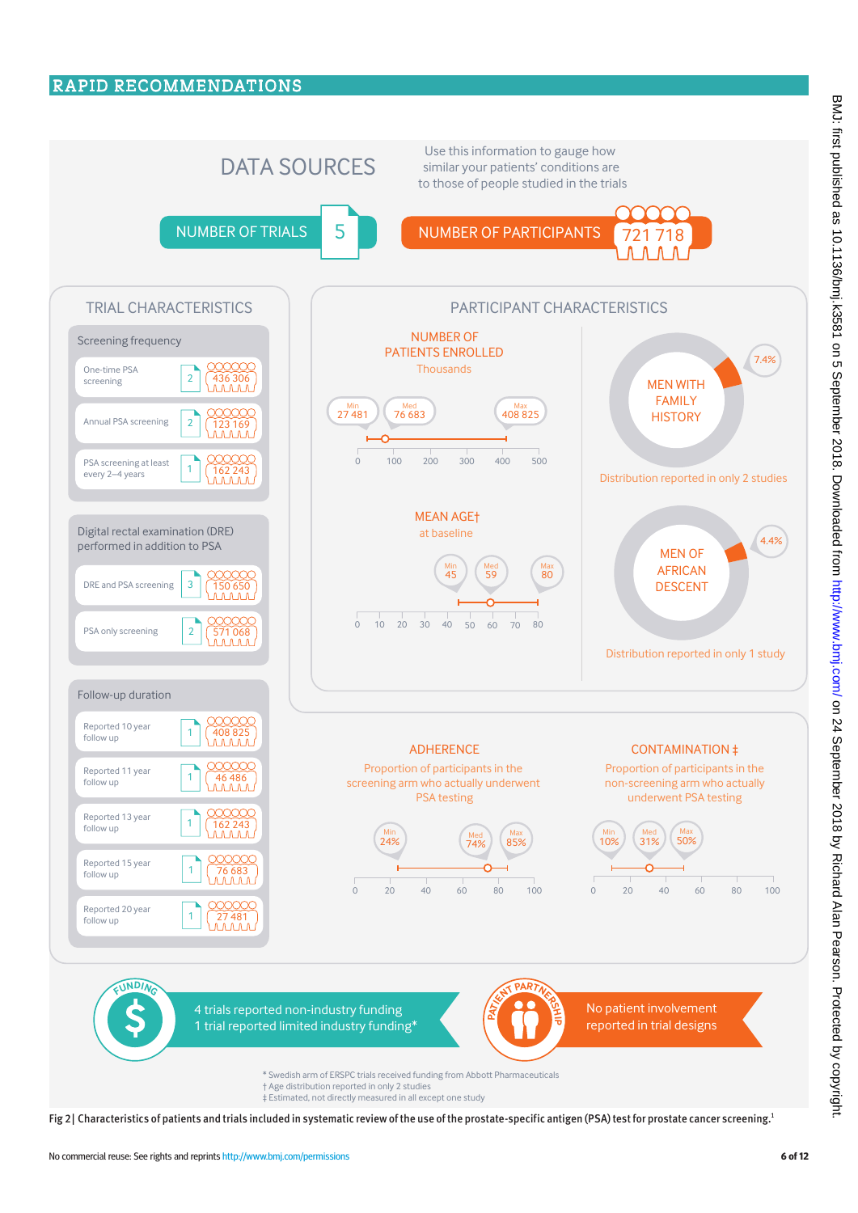## DATA SOURCES

Use this information to gauge how similar your patients' conditions are to those of people studied in the trials

NUMBER OF TRIALS: 5

NUMBER OF PARTICIPANTS: 721 718

### TRIAL CHARACTERISTICS

**Screening frequency**

| | Trials | Participants |
|---|---|---|
| One-time PSA screening | 2 | 436 306 |
| Annual PSA screening | 2 | 123 169 |
| PSA screening at least every 2–4 years | 1 | 162 243 |

**Digital rectal examination (DRE) performed in addition to PSA**

| | Trials | Participants |
|---|---|---|
| DRE and PSA screening | 3 | 150 650 |
| PSA only screening | 2 | 571 068 |

**Follow-up duration**

| | Trials | Participants |
|---|---|---|
| Reported 10 year follow up | 1 | 408 825 |
| Reported 11 year follow up | 1 | 46 486 |
| Reported 13 year follow up | 1 | 162 243 |
| Reported 15 year follow up | 1 | 76 683 |
| Reported 20 year follow up | 1 | 27 481 |

### PARTICIPANT CHARACTERISTICS

**NUMBER OF PATIENTS ENROLLED** (Thousands): Min 27 481; Med 76 683; Max 408 825

**MEAN AGE†** at baseline: Min 45; Med 59; Max 80

**MEN WITH FAMILY HISTORY**: 7.4% — Distribution reported in only 2 studies

**MEN OF AFRICAN DESCENT**: 4.4% — Distribution reported in only 1 study

**ADHERENCE** — Proportion of participants in the screening arm who actually underwent PSA testing: Min 24%; Med 74%; Max 85%

**CONTAMINATION ‡** — Proportion of participants in the non-screening arm who actually underwent PSA testing: Min 10%; Med 31%; Max 50%

**FUNDING**: 4 trials reported non-industry funding; 1 trial reported limited industry funding*

**PATIENT PARTNERSHIP**: No patient involvement reported in trial designs

\* Swedish arm of ERSPC trials received funding from Abbott Pharmaceuticals
† Age distribution reported in only 2 studies
‡ Estimated, not directly measured in all except one study

**Fig 2| Characteristics of patients and trials included in systematic review of the use of the prostate-specific antigen (PSA) test for prostate cancer screening.[1]**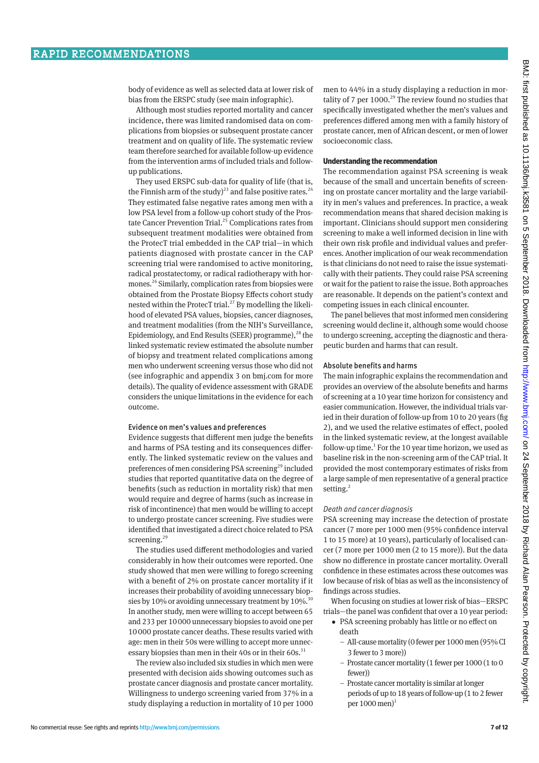body of evidence as well as selected data at lower risk of bias from the ERSPC study (see main infographic).

Although most studies reported mortality and cancer incidence, there was limited randomised data on complications from biopsies or subsequent prostate cancer treatment and on quality of life. The systematic review team therefore searched for available follow-up evidence from the intervention arms of included trials and follow-up publications.

They used ERSPC sub-data for quality of life (that is, the Finnish arm of the study)[23] and false positive rates.[24] They estimated false negative rates among men with a low PSA level from a follow-up cohort study of the Prostate Cancer Prevention Trial.[25] Complications rates from subsequent treatment modalities were obtained from the ProtecT trial embedded in the CAP trial—in which patients diagnosed with prostate cancer in the CAP screening trial were randomised to active monitoring, radical prostatectomy, or radical radiotherapy with hormones.[26] Similarly, complication rates from biopsies were obtained from the Prostate Biopsy Effects cohort study nested within the ProtecT trial.[27] By modelling the likelihood of elevated PSA values, biopsies, cancer diagnoses, and treatment modalities (from the NIH's Surveillance, Epidemiology, and End Results (SEER) programme),[28] the linked systematic review estimated the absolute number of biopsy and treatment related complications among men who underwent screening versus those who did not (see infographic and appendix 3 on bmj.com for more details). The quality of evidence assessment with GRADE considers the unique limitations in the evidence for each outcome.

### Evidence on men's values and preferences

Evidence suggests that different men judge the benefits and harms of PSA testing and its consequences differently. The linked systematic review on the values and preferences of men considering PSA screening[29] included studies that reported quantitative data on the degree of benefits (such as reduction in mortality risk) that men would require and degree of harms (such as increase in risk of incontinence) that men would be willing to accept to undergo prostate cancer screening. Five studies were identified that investigated a direct choice related to PSA screening.[29]

The studies used different methodologies and varied considerably in how their outcomes were reported. One study showed that men were willing to forego screening with a benefit of 2% on prostate cancer mortality if it increases their probability of avoiding unnecessary biopsies by 10% or avoiding unnecessary treatment by 10%.[30] In another study, men were willing to accept between 65 and 233 per 10 000 unnecessary biopsies to avoid one per 10 000 prostate cancer deaths. These results varied with age: men in their 50s were willing to accept more unnecessary biopsies than men in their 40s or in their 60s.[31]

The review also included six studies in which men were presented with decision aids showing outcomes such as prostate cancer diagnosis and prostate cancer mortality. Willingness to undergo screening varied from 37% in a study displaying a reduction in mortality of 10 per 1000 men to 44% in a study displaying a reduction in mortality of 7 per 1000.[29] The review found no studies that specifically investigated whether the men's values and preferences differed among men with a family history of prostate cancer, men of African descent, or men of lower socioeconomic class.

## Understanding the recommendation

The recommendation against PSA screening is weak because of the small and uncertain benefits of screening on prostate cancer mortality and the large variability in men's values and preferences. In practice, a weak recommendation means that shared decision making is important. Clinicians should support men considering screening to make a well informed decision in line with their own risk profile and individual values and preferences. Another implication of our weak recommendation is that clinicians do not need to raise the issue systematically with their patients. They could raise PSA screening or wait for the patient to raise the issue. Both approaches are reasonable. It depends on the patient's context and competing issues in each clinical encounter.

The panel believes that most informed men considering screening would decline it, although some would choose to undergo screening, accepting the diagnostic and therapeutic burden and harms that can result.

### Absolute benefits and harms

The main infographic explains the recommendation and provides an overview of the absolute benefits and harms of screening at a 10 year time horizon for consistency and easier communication. However, the individual trials varied in their duration of follow-up from 10 to 20 years (fig 2), and we used the relative estimates of effect, pooled in the linked systematic review, at the longest available follow-up time.[1] For the 10 year time horizon, we used as baseline risk in the non-screening arm of the CAP trial. It provided the most contemporary estimates of risks from a large sample of men representative of a general practice setting.[2]

#### *Death and cancer diagnosis*

PSA screening may increase the detection of prostate cancer (7 more per 1000 men (95% confidence interval 1 to 15 more) at 10 years), particularly of localised cancer (7 more per 1000 men (2 to 15 more)). But the data show no difference in prostate cancer mortality. Overall confidence in these estimates across these outcomes was low because of risk of bias as well as the inconsistency of findings across studies.

When focusing on studies at lower risk of bias—ERSPC trials—the panel was confident that over a 10 year period:

- PSA screening probably has little or no effect on death
  - All-cause mortality (0 fewer per 1000 men (95% CI 3 fewer to 3 more))
  - Prostate cancer mortality (1 fewer per 1000 (1 to 0 fewer))
  - Prostate cancer mortality is similar at longer periods of up to 18 years of follow-up (1 to 2 fewer per 1000 men)[1]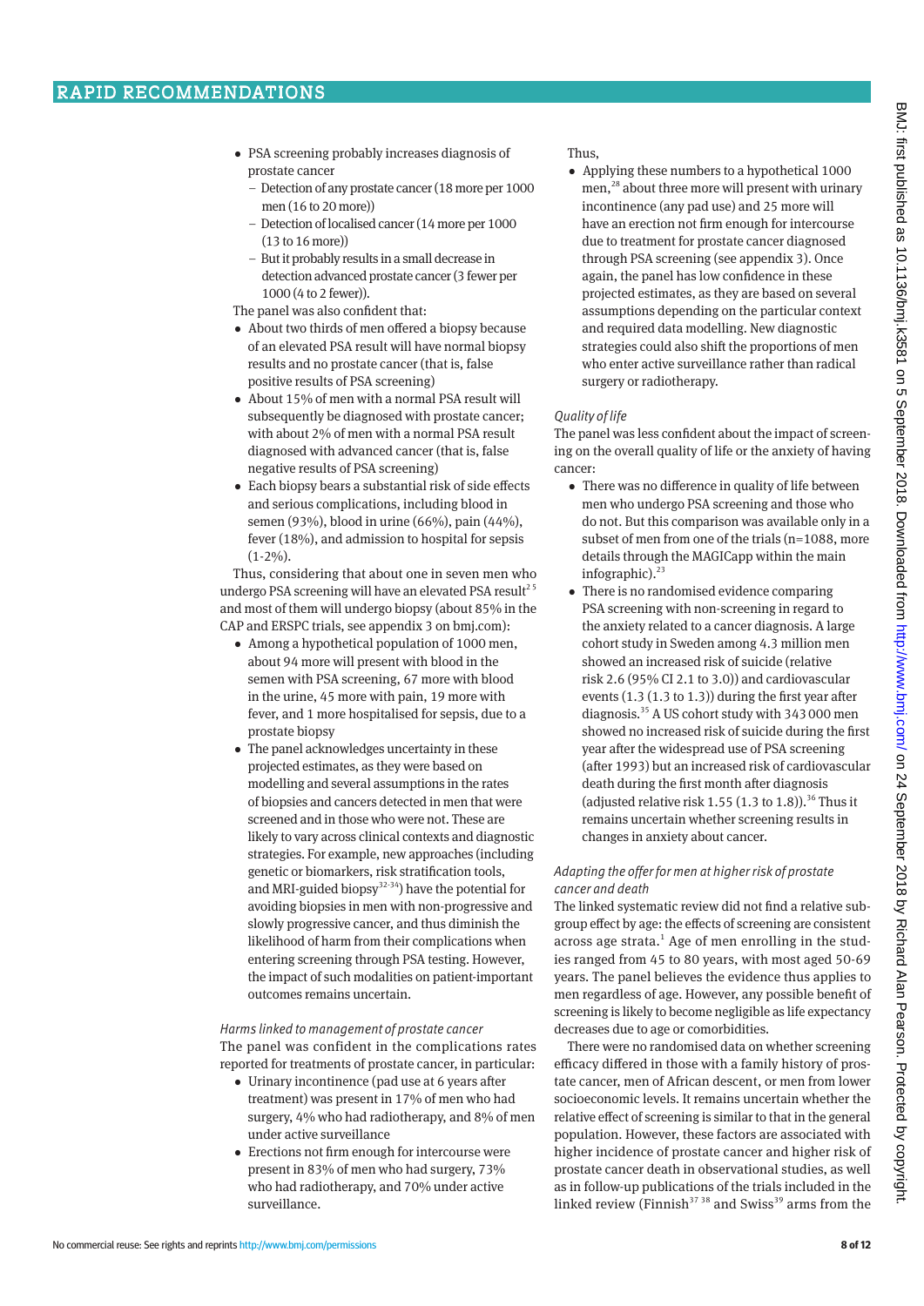- PSA screening probably increases diagnosis of prostate cancer
  - Detection of any prostate cancer (18 more per 1000 men (16 to 20 more))
  - Detection of localised cancer (14 more per 1000 (13 to 16 more))
  - But it probably results in a small decrease in detection advanced prostate cancer (3 fewer per 1000 (4 to 2 fewer)).

The panel was also confident that:

- About two thirds of men offered a biopsy because of an elevated PSA result will have normal biopsy results and no prostate cancer (that is, false positive results of PSA screening)
- About 15% of men with a normal PSA result will subsequently be diagnosed with prostate cancer; with about 2% of men with a normal PSA result diagnosed with advanced cancer (that is, false negative results of PSA screening)
- Each biopsy bears a substantial risk of side effects and serious complications, including blood in semen (93%), blood in urine (66%), pain (44%), fever (18%), and admission to hospital for sepsis (1-2%).

Thus, considering that about one in seven men who undergo PSA screening will have an elevated PSA result[2 5] and most of them will undergo biopsy (about 85% in the CAP and ERSPC trials, see appendix 3 on bmj.com):

- Among a hypothetical population of 1000 men, about 94 more will present with blood in the semen with PSA screening, 67 more with blood in the urine, 45 more with pain, 19 more with fever, and 1 more hospitalised for sepsis, due to a prostate biopsy
- The panel acknowledges uncertainty in these projected estimates, as they were based on modelling and several assumptions in the rates of biopsies and cancers detected in men that were screened and in those who were not. These are likely to vary across clinical contexts and diagnostic strategies. For example, new approaches (including genetic or biomarkers, risk stratification tools, and MRI-guided biopsy[32-34]) have the potential for avoiding biopsies in men with non-progressive and slowly progressive cancer, and thus diminish the likelihood of harm from their complications when entering screening through PSA testing. However, the impact of such modalities on patient-important outcomes remains uncertain.

*Harms linked to management of prostate cancer*

The panel was confident in the complications rates reported for treatments of prostate cancer, in particular:

- Urinary incontinence (pad use at 6 years after treatment) was present in 17% of men who had surgery, 4% who had radiotherapy, and 8% of men under active surveillance
- Erections not firm enough for intercourse were present in 83% of men who had surgery, 73% who had radiotherapy, and 70% under active surveillance.

Thus,

- Applying these numbers to a hypothetical 1000 men,[28] about three more will present with urinary incontinence (any pad use) and 25 more will have an erection not firm enough for intercourse due to treatment for prostate cancer diagnosed through PSA screening (see appendix 3). Once again, the panel has low confidence in these projected estimates, as they are based on several assumptions depending on the particular context and required data modelling. New diagnostic strategies could also shift the proportions of men who enter active surveillance rather than radical surgery or radiotherapy.

*Quality of life*

The panel was less confident about the impact of screening on the overall quality of life or the anxiety of having cancer:

- There was no difference in quality of life between men who undergo PSA screening and those who do not. But this comparison was available only in a subset of men from one of the trials (n=1088, more details through the MAGICapp within the main infographic).[23]
- There is no randomised evidence comparing PSA screening with non-screening in regard to the anxiety related to a cancer diagnosis. A large cohort study in Sweden among 4.3 million men showed an increased risk of suicide (relative risk 2.6 (95% CI 2.1 to 3.0)) and cardiovascular events (1.3 (1.3 to 1.3)) during the first year after diagnosis.[35] A US cohort study with 343 000 men showed no increased risk of suicide during the first year after the widespread use of PSA screening (after 1993) but an increased risk of cardiovascular death during the first month after diagnosis (adjusted relative risk 1.55 (1.3 to 1.8)).[36] Thus it remains uncertain whether screening results in changes in anxiety about cancer.

*Adapting the offer for men at higher risk of prostate cancer and death*

The linked systematic review did not find a relative subgroup effect by age: the effects of screening are consistent across age strata.[1] Age of men enrolling in the studies ranged from 45 to 80 years, with most aged 50-69 years. The panel believes the evidence thus applies to men regardless of age. However, any possible benefit of screening is likely to become negligible as life expectancy decreases due to age or comorbidities.

There were no randomised data on whether screening efficacy differed in those with a family history of prostate cancer, men of African descent, or men from lower socioeconomic levels. It remains uncertain whether the relative effect of screening is similar to that in the general population. However, these factors are associated with higher incidence of prostate cancer and higher risk of prostate cancer death in observational studies, as well as in follow-up publications of the trials included in the linked review (Finnish[37 38] and Swiss[39] arms from the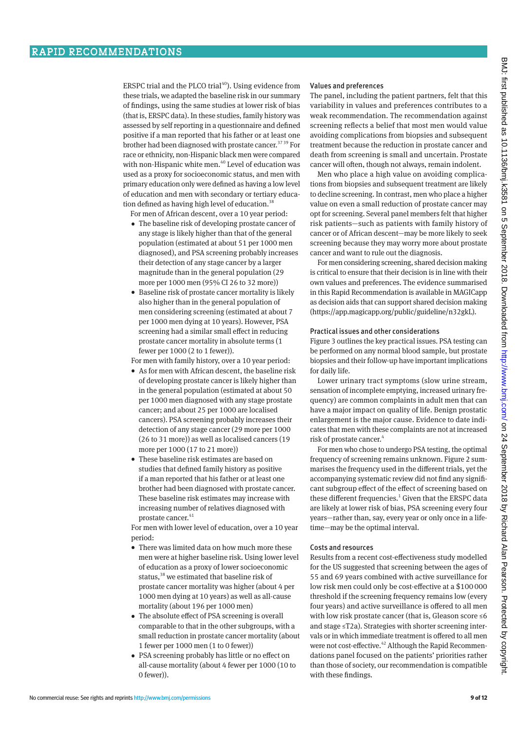ERSPC trial and the PLCO trial[40]). Using evidence from these trials, we adapted the baseline risk in our summary of findings, using the same studies at lower risk of bias (that is, ERSPC data). In these studies, family history was assessed by self reporting in a questionnaire and defined positive if a man reported that his father or at least one brother had been diagnosed with prostate cancer.[37,39] For race or ethnicity, non-Hispanic black men were compared with non-Hispanic white men.[40] Level of education was used as a proxy for socioeconomic status, and men with primary education only were defined as having a low level of education and men with secondary or tertiary education defined as having high level of education.[38]

For men of African descent, over a 10 year period:

- The baseline risk of developing prostate cancer of any stage is likely higher than that of the general population (estimated at about 51 per 1000 men diagnosed), and PSA screening probably increases their detection of any stage cancer by a larger magnitude than in the general population (29 more per 1000 men (95% CI 26 to 32 more))
- Baseline risk of prostate cancer mortality is likely also higher than in the general population of men considering screening (estimated at about 7 per 1000 men dying at 10 years). However, PSA screening had a similar small effect in reducing prostate cancer mortality in absolute terms (1 fewer per 1000 (2 to 1 fewer)).

For men with family history, over a 10 year period:

- As for men with African descent, the baseline risk of developing prostate cancer is likely higher than in the general population (estimated at about 50 per 1000 men diagnosed with any stage prostate cancer; and about 25 per 1000 are localised cancers). PSA screening probably increases their detection of any stage cancer (29 more per 1000 (26 to 31 more)) as well as localised cancers (19 more per 1000 (17 to 21 more))
- These baseline risk estimates are based on studies that defined family history as positive if a man reported that his father or at least one brother had been diagnosed with prostate cancer. These baseline risk estimates may increase with increasing number of relatives diagnosed with prostate cancer.[41]

For men with lower level of education, over a 10 year period:

- There was limited data on how much more these men were at higher baseline risk. Using lower level of education as a proxy of lower socioeconomic status,[38] we estimated that baseline risk of prostate cancer mortality was higher (about 4 per 1000 men dying at 10 years) as well as all-cause mortality (about 196 per 1000 men)
- The absolute effect of PSA screening is overall comparable to that in the other subgroups, with a small reduction in prostate cancer mortality (about 1 fewer per 1000 men (1 to 0 fewer))
- PSA screening probably has little or no effect on all-cause mortality (about 4 fewer per 1000 (10 to 0 fewer)).

### Values and preferences

The panel, including the patient partners, felt that this variability in values and preferences contributes to a weak recommendation. The recommendation against screening reflects a belief that most men would value avoiding complications from biopsies and subsequent treatment because the reduction in prostate cancer and death from screening is small and uncertain. Prostate cancer will often, though not always, remain indolent.

Men who place a high value on avoiding complications from biopsies and subsequent treatment are likely to decline screening. In contrast, men who place a higher value on even a small reduction of prostate cancer may opt for screening. Several panel members felt that higher risk patients—such as patients with family history of cancer or of African descent—may be more likely to seek screening because they may worry more about prostate cancer and want to rule out the diagnosis.

For men considering screening, shared decision making is critical to ensure that their decision is in line with their own values and preferences. The evidence summarised in this Rapid Recommendation is available in MAGICapp as decision aids that can support shared decision making (https://app.magicapp.org/public/guideline/n32gkL).

### Practical issues and other considerations

Figure 3 outlines the key practical issues. PSA testing can be performed on any normal blood sample, but prostate biopsies and their follow-up have important implications for daily life.

Lower urinary tract symptoms (slow urine stream, sensation of incomplete emptying, increased urinary frequency) are common complaints in adult men that can have a major impact on quality of life. Benign prostatic enlargement is the major cause. Evidence to date indicates that men with these complaints are not at increased risk of prostate cancer.[4]

For men who chose to undergo PSA testing, the optimal frequency of screening remains unknown. Figure 2 summarises the frequency used in the different trials, yet the accompanying systematic review did not find any significant subgroup effect of the effect of screening based on these different frequencies.[1] Given that the ERSPC data are likely at lower risk of bias, PSA screening every four years—rather than, say, every year or only once in a lifetime—may be the optimal interval.

### Costs and resources

Results from a recent cost-effectiveness study modelled for the US suggested that screening between the ages of 55 and 69 years combined with active surveillance for low risk men could only be cost-effective at a $100 000 threshold if the screening frequency remains low (every four years) and active surveillance is offered to all men with low risk prostate cancer (that is, Gleason score ≤6 and stage ≤T2a). Strategies with shorter screening intervals or in which immediate treatment is offered to all men were not cost-effective.[42] Although the Rapid Recommendations panel focused on the patients' priorities rather than those of society, our recommendation is compatible with these findings.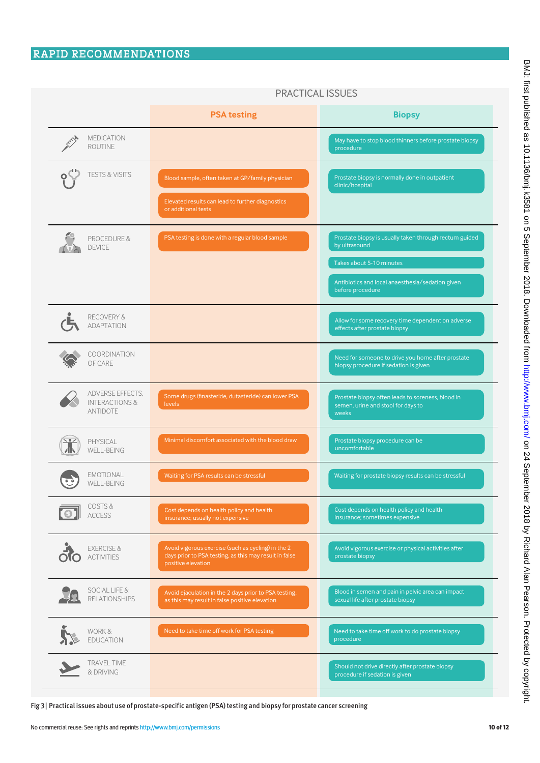## PRACTICAL ISSUES

| | PSA testing | Biopsy |
|---|---|---|
| MEDICATION ROUTINE | | May have to stop blood thinners before prostate biopsy procedure |
| TESTS & VISITS | Blood sample, often taken at GP/family physician<br>Elevated results can lead to further diagnostics or additional tests | Prostate biopsy is normally done in outpatient clinic/hospital |
| PROCEDURE & DEVICE | PSA testing is done with a regular blood sample | Prostate biopsy is usually taken through rectum guided by ultrasound<br>Takes about 5-10 minutes<br>Antibiotics and local anaesthesia/sedation given before procedure |
| RECOVERY & ADAPTATION | | Allow for some recovery time dependent on adverse effects after prostate biopsy |
| COORDINATION OF CARE | | Need for someone to drive you home after prostate biopsy procedure if sedation is given |
| ADVERSE EFFECTS, INTERACTIONS & ANTIDOTE | Some drugs (finasteride, dutasteride) can lower PSA levels | Prostate biopsy often leads to soreness, blood in semen, urine and stool for days to weeks |
| PHYSICAL WELL-BEING | Minimal discomfort associated with the blood draw | Prostate biopsy procedure can be uncomfortable |
| EMOTIONAL WELL-BEING | Waiting for PSA results can be stressful | Waiting for prostate biopsy results can be stressful |
| COSTS & ACCESS | Cost depends on health policy and health insurance; usually not expensive | Cost depends on health policy and health insurance; sometimes expensive |
| EXERCISE & ACTIVITIES | Avoid vigorous exercise (such as cycling) in the 2 days prior to PSA testing, as this may result in false positive elevation | Avoid vigorous exercise or physical activities after prostate biopsy |
| SOCIAL LIFE & RELATIONSHIPS | Avoid ejaculation in the 2 days prior to PSA testing, as this may result in false positive elevation | Blood in semen and pain in pelvic area can impact sexual life after prostate biopsy |
| WORK & EDUCATION | Need to take time off work for PSA testing | Need to take time off work to do prostate biopsy procedure |
| TRAVEL TIME & DRIVING | | Should not drive directly after prostate biopsy procedure if sedation is given |

**Fig 3| Practical issues about use of prostate-specific antigen (PSA) testing and biopsy for prostate cancer screening**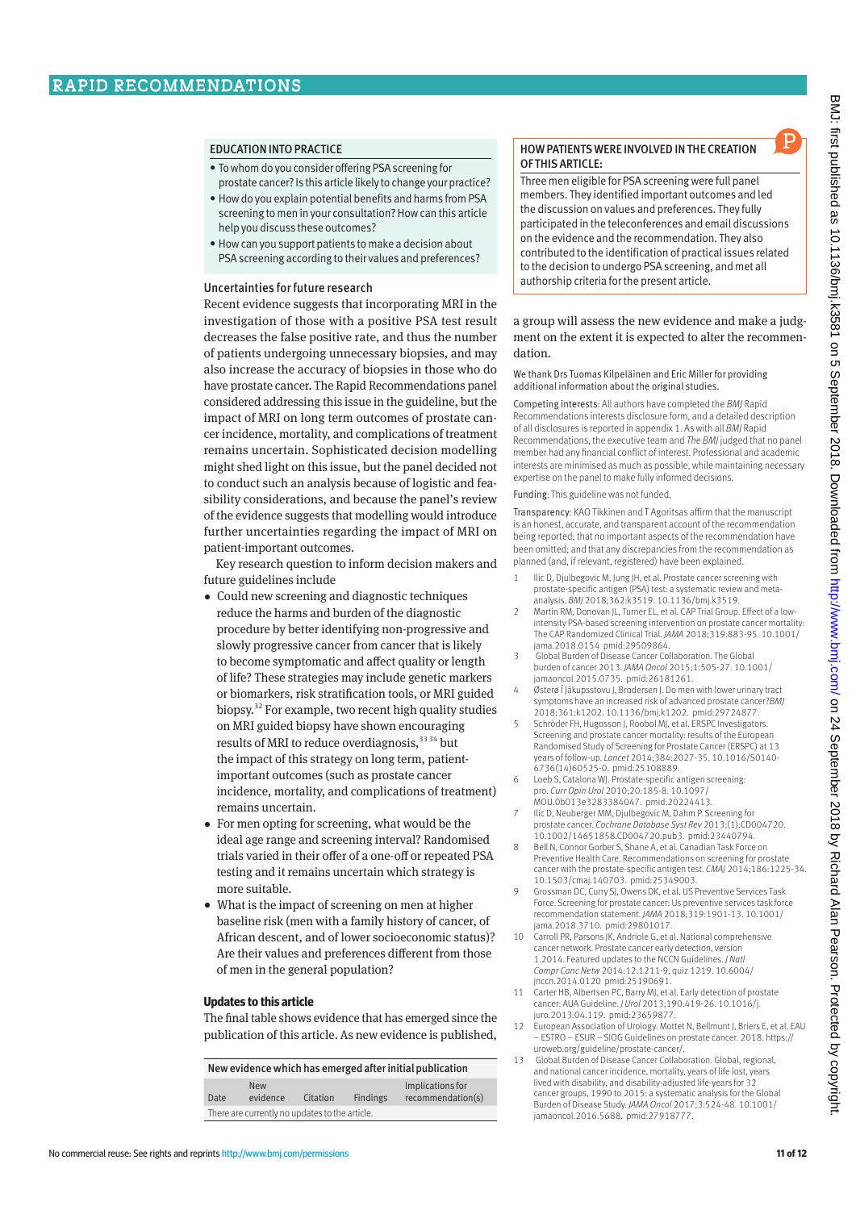## EDUCATION INTO PRACTICE

- To whom do you consider offering PSA screening for prostate cancer? Is this article likely to change your practice?
- How do you explain potential benefits and harms from PSA screening to men in your consultation? How can this article help you discuss these outcomes?
- How can you support patients to make a decision about PSA screening according to their values and preferences?

### Uncertainties for future research

Recent evidence suggests that incorporating MRI in the investigation of those with a positive PSA test result decreases the false positive rate, and thus the number of patients undergoing unnecessary biopsies, and may also increase the accuracy of biopsies in those who do have prostate cancer. The Rapid Recommendations panel considered addressing this issue in the guideline, but the impact of MRI on long term outcomes of prostate cancer incidence, mortality, and complications of treatment remains uncertain. Sophisticated decision modelling might shed light on this issue, but the panel decided not to conduct such an analysis because of logistic and feasibility considerations, and because the panel's review of the evidence suggests that modelling would introduce further uncertainties regarding the impact of MRI on patient-important outcomes.

Key research question to inform decision makers and future guidelines include

- Could new screening and diagnostic techniques reduce the harms and burden of the diagnostic procedure by better identifying non-progressive and slowly progressive cancer from cancer that is likely to become symptomatic and affect quality or length of life? These strategies may include genetic markers or biomarkers, risk stratification tools, or MRI guided biopsy.[32] For example, two recent high quality studies on MRI guided biopsy have shown encouraging results of MRI to reduce overdiagnosis,[33,34] but the impact of this strategy on long term, patient-important outcomes (such as prostate cancer incidence, mortality, and complications of treatment) remains uncertain.
- For men opting for screening, what would be the ideal age range and screening interval? Randomised trials varied in their offer of a one-off or repeated PSA testing and it remains uncertain which strategy is more suitable.
- What is the impact of screening on men at higher baseline risk (men with a family history of cancer, of African descent, and of lower socioeconomic status)? Are their values and preferences different from those of men in the general population?

### Updates to this article

The final table shows evidence that has emerged since the publication of this article. As new evidence is published, a group will assess the new evidence and make a judgment on the extent it is expected to alter the recommendation.

New evidence which has emerged after initial publication

| Date | New evidence | Citation | Findings | Implications for recommendation(s) |
|---|---|---|---|---|
| There are currently no updates to the article. | | | | |

## HOW PATIENTS WERE INVOLVED IN THE CREATION OF THIS ARTICLE:

Three men eligible for PSA screening were full panel members. They identified important outcomes and led the discussion on values and preferences. They fully participated in the teleconferences and email discussions on the evidence and the recommendation. They also contributed to the identification of practical issues related to the decision to undergo PSA screening, and met all authorship criteria for the present article.

We thank Drs Tuomas Kilpeläinen and Eric Miller for providing additional information about the original studies.

Competing interests: All authors have completed the *BMJ* Rapid Recommendations interest disclosure form, and a detailed description of all disclosures is reported in appendix 1. As with all *BMJ* Rapid Recommendations, the executive team and *The BMJ* judged that no panel member had any financial conflict of interest. Professional and academic interests are minimised as much as possible, while maintaining necessary expertise on the panel to make fully informed decisions.

Funding: This guideline was not funded.

Transparency: KAO Tikkinen and T Agoritsas affirm that the manuscript is an honest, accurate, and transparent account of the recommendation being reported; that no important aspects of the recommendation have been omitted; and that any discrepancies from the recommendation as planned (and, if relevant, registered) have been explained.

1. Ilic D, Djulbegovic M, Jung JH, et al. Prostate cancer screening with prostate-specific antigen (PSA) test: a systematic review and meta-analysis. *BMJ* 2018;362:k3519. 10.1136/bmj.k3519.
2. Martin RM, Donovan JL, Turner EL, et al. CAP Trial Group. Effect of a low-intensity PSA-based screening intervention on prostate cancer mortality: The CAP Randomized Clinical Trial. *JAMA* 2018;319:883-95. 10.1001/jama.2018.0154 pmid:29509864.
3. Global Burden of Disease Cancer Collaboration. The Global burden of cancer 2013. *JAMA Oncol* 2015;1:505-27. 10.1001/jamaoncol.2015.0735. pmid:26181261.
4. Østerø Í Jákupsstovu J, Brodersen J. Do men with lower urinary tract symptoms have an increased risk of advanced prostate cancer?*BMJ* 2018;361:k1202. 10.1136/bmj.k1202. pmid:29724877.
5. Schröder FH, Hugosson J, Roobol MJ, et al. ERSPC Investigators. Screening and prostate cancer mortality: results of the European Randomised Study of Screening for Prostate Cancer (ERSPC) at 13 years of follow-up. *Lancet* 2014;384:2027-35. 10.1016/S0140-6736(14)60525-0. pmid:25108889.
6. Loeb S, Catalona WJ. Prostate-specific antigen screening: pro. *Curr Opin Urol* 2010;20:185-8. 10.1097/MOU.0b013e3283384047. pmid:20224413.
7. Ilic D, Neuberger MM, Djulbegovic M, Dahm P. Screening for prostate cancer. *Cochrane Database Syst Rev* 2013;(1):CD004720. 10.1002/14651858.CD004720.pub3. pmid:23440794.
8. Bell N, Connor Gorber S, Shane A, et al. Canadian Task Force on Preventive Health Care. Recommendations on screening for prostate cancer with the prostate-specific antigen test. *CMAJ* 2014;186:1225-34. 10.1503/cmaj.140703. pmid:25349003.
9. Grossman DC, Curry SJ, Owens DK, et al. US Preventive Services Task Force. Screening for prostate cancer: Us preventive services task force recommendation statement. *JAMA* 2018;319:1901-13. 10.1001/jama.2018.3710. pmid:29801017.
10. Carroll PR, Parsons JK, Andriole G, et al. National comprehensive cancer network. Prostate cancer early detection, version 1.2014. Featured updates to the NCCN Guidelines. *J Natl Compr Canc Netw* 2014;12:1211-9, quiz 1219. 10.6004/jnccn.2014.0120 pmid:25190691.
11. Carter HB, Albertsen PC, Barry MJ, et al. Early detection of prostate cancer: AUA Guideline. *J Urol* 2013;190:419-26. 10.1016/j.juro.2013.04.119. pmid:23659877.
12. European Association of Urology. Mottet N, Bellmunt J, Briers E, et al. EAU – ESTRO – ESUR – SIOG Guidelines on prostate cancer. 2018. https://uroweb.org/guideline/prostate-cancer/.
13. Global Burden of Disease Cancer Collaboration. Global, regional, and national cancer incidence, mortality, years of life lost, years lived with disability, and disability-adjusted life-years for 32 cancer groups, 1990 to 2015: a systematic analysis for the Global Burden of Disease Study. *JAMA Oncol* 2017;3:524-48. 10.1001/jamaoncol.2016.5688. pmid:27918777.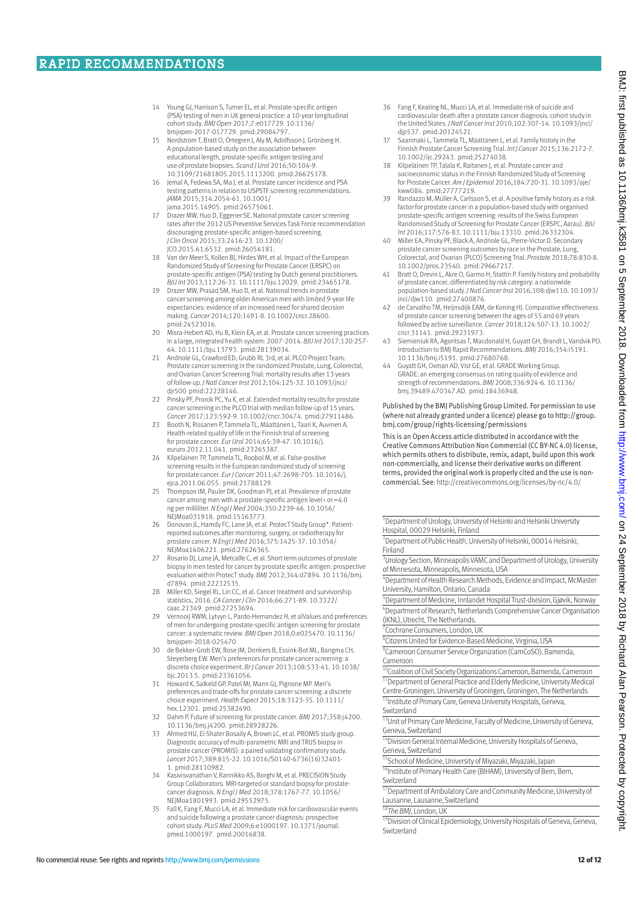14 Young GJ, Harrison S, Turner EL, et al. Prostate-specific antigen (PSA) testing of men in UK general practice: a 10-year longitudinal cohort study. *BMJ Open* 2017;7:e017729. 10.1136/bmjopen-2017-017729. pmid:29084797.

15 Nordström T, Bratt O, Örtegren J, Aly M, Adolfsson J, Grönberg H. A population-based study on the association between educational length, prostate-specific antigen testing and use of prostate biopsies. *Scand J Urol* 2016;50:104-9. 10.3109/21681805.2015.1113200. pmid:26625178.

16 Jemal A, Fedewa SA, Ma J, et al. Prostate cancer incidence and PSA testing patterns in relation to USPSTF screening recommendations. *JAMA* 2015;314:2054-61. 10.1001/jama.2015.14905. pmid:26575061.

17 Drazer MW, Huo D, Eggener SE. National prostate cancer screening rates after the 2012 US Preventive Services Task Force recommendation discouraging prostate-specific antigen-based screening. *J Clin Oncol* 2015;33:2416-23. 10.1200/JCO.2015.61.6532. pmid:26056181.

18 Van der Meer S, Kollen BJ, Hirdes WH, et al. Impact of the European Randomized Study of Screening for Prostate Cancer (ERSPC) on prostate-specific antigen (PSA) testing by Dutch general practitioners. *BJU Int* 2013;112:26-31. 10.1111/bju.12029. pmid:23465178.

19 Drazer MW, Prasad SM, Huo D, et al. National trends in prostate cancer screening among older American men with limited 9-year life expectancies: evidence of an increased need for shared decision making. *Cancer* 2014;120:1491-8. 10.1002/cncr.28600. pmid:24523016.

20 Misra-Hebert AD, Hu B, Klein EA, et al. Prostate cancer screening practices in a large, integrated health system: 2007-2014. *BJU Int* 2017;120:257-64. 10.1111/bju.13793. pmid:28139034.

21 Andriole GL, Crawford ED, Grubb RL 3rd, et al. PLCO Project Team. Prostate cancer screening in the randomized Prostate, Lung, Colorectal, and Ovarian Cancer Screening Trial: mortality results after 13 years of follow-up. *J Natl Cancer Inst* 2012;104:125-32. 10.1093/jnci/djr500 pmid:22228146.

22 Pinsky PF, Prorok PC, Yu K, et al. Extended mortality results for prostate cancer screening in the PLCO trial with median follow-up of 15 years. *Cancer* 2017;123:592-9. 10.1002/cncr.30474. pmid:27911486.

23 Booth N, Rissanen P, Tammela TL, Määttänen L, Taari K, Auvinen A. Health-related quality of life in the Finnish trial of screening for prostate cancer. *Eur Urol* 2014;65:39-47. 10.1016/j.eururo.2012.11.041. pmid:23265387.

24 Kilpeläinen TP, Tammela TL, Roobol M, et al. False-positive screening results in the European randomized study of screening for prostate cancer. *Eur J Cancer* 2011;47:2698-705. 10.1016/j.ejca.2011.06.055. pmid:21788129.

25 Thompson IM, Pauler DK, Goodman PJ, et al. Prevalence of prostate cancer among men with a prostate-specific antigen level < or =4.0 ng per milliliter. *N Engl J Med* 2004;350:2239-46. 10.1056/NEJMoa031918. pmid:15163773.

26 Donovan JL, Hamdy FC, Lane JA, et al. ProtecT Study Group*. Patient-reported outcomes after monitoring, surgery, or radiotherapy for prostate cancer. *N Engl J Med* 2016;375:1425-37. 10.1056/NEJMoa1606221. pmid:27626365.

27 Rosario DJ, Lane JA, Metcalfe C, et al. Short term outcomes of prostate biopsy in men tested for cancer by prostate specific antigen: prospective evaluation within ProtecT study. *BMJ* 2012;344:d7894. 10.1136/bmj.d7894. pmid:22232535.

28 Miller KD, Siegel RL, Lin CC, et al. Cancer treatment and survivorship statistics, 2016. *CA Cancer J Clin* 2016;66:271-89. 10.3322/caac.21349. pmid:27253694.

29 Vernooij RWM, Lytvyn L, Pardo-Hernandez H, et alValues and preferences of men for undergoing prostate-specific antigen screening for prostate cancer: a systematic review. *BMJ Open* 2018;0:e025470. 10.1136/bmjopen-2018-025470

30 de Bekker-Grob EW, Rose JM, Donkers B, Essink-Bot ML, Bangma CH, Steyerberg EW. Men's preferences for prostate cancer screening: a discrete choice experiment. *Br J Cancer* 2013;108:533-41. 10.1038/bjc.2013.5. pmid:23361056.

31 Howard K, Salkeld GP, Patel MI, Mann GJ, Pignone MP. Men's preferences and trade-offs for prostate cancer screening: a discrete choice experiment. *Health Expect* 2015;18:3123-35. 10.1111/hex.12301. pmid:25382490.

32 Dahm P. Future of screening for prostate cancer. *BMJ* 2017;358:j4200. 10.1136/bmj.j4200. pmid:28928226.

33 Ahmed HU, El-Shater Bosaily A, Brown LC, et al. PROMIS study group. Diagnostic accuracy of multi-parametric MRI and TRUS biopsy in prostate cancer (PROMIS): a paired validating confirmatory study. *Lancet* 2017;389:815-22. 10.1016/S0140-6736(16)32401-1. pmid:28110982.

34 Kasivisvanathan V, Rannikko AS, Borghi M, et al. PRECISION Study Group Collaborators. MRI-targeted or standard biopsy for prostate-cancer diagnosis. *N Engl J Med* 2018;378:1767-77. 10.1056/NEJMoa1801993. pmid:29552975.

35 Fall K, Fang F, Mucci LA, et al. Immediate risk for cardiovascular events and suicide following a prostate cancer diagnosis: prospective cohort study. *PLoS Med* 2009;6:e1000197. 10.1371/journal.pmed.1000197. pmid:20016838.

36 Fang F, Keating NL, Mucci LA, et al. Immediate risk of suicide and cardiovascular death after a prostate cancer diagnosis: cohort study in the United States. *J Natl Cancer Inst* 2010;102:307-14. 10.1093/jnci/djp537. pmid:20124521.

37 Saarimäki L, Tammela TL, Määttänen L, et al. Family history in the Finnish Prostate Cancer Screening Trial. *Int J Cancer* 2015;136:2172-7. 10.1002/ijc.29243. pmid:25274038.

38 Kilpeläinen TP, Talala K, Raitanen J, et al. Prostate cancer and socioeconomic status in the Finnish Randomized Study of Screening for Prostate Cancer. *Am J Epidemiol* 2016;184:720-31. 10.1093/aje/kww084. pmid:27777219.

39 Randazzo M, Müller A, Carlsson S, et al. A positive family history as a risk factor for prostate cancer in a population-based study with organised prostate-specific antigen screening: results of the Swiss European Randomised Study of Screening for Prostate Cancer (ERSPC, Aarau). *BJU Int* 2016;117:576-83. 10.1111/bju.13310. pmid:26332304.

40 Miller EA, Pinsky PF, Black A, Andriole GL, Pierre-Victor D. Secondary prostate cancer screening outcomes by race in the Prostate, Lung, Colorectal, and Ovarian (PLCO) Screening Trial. *Prostate* 2018;78:830-8. 10.1002/pros.23540. pmid:29667217.

41 Bratt O, Drevin L, Akre O, Garmo H, Stattin P. Family history and probability of prostate cancer, differentiated by risk category: a nationwide population-based study. *J Natl Cancer Inst* 2016;108:djw110. 10.1093/jnci/djw110. pmid:27400876.

42 de Carvalho TM, Heijnsdijk EAM, de Koning HJ. Comparative effectiveness of prostate cancer screening between the ages of 55 and 69 years followed by active surveillance. *Cancer* 2018;124:507-13. 10.1002/cncr.31141. pmid:29231973.

43 Siemieniuk RA, Agoritsas T, Macdonald H, Guyatt GH, Brandt L, Vandvik PO. Introduction to BMJ Rapid Recommendations. *BMJ* 2016;354:i5191. 10.1136/bmj.i5191. pmid:27680768.

44 Guyatt GH, Oxman AD, Vist GE, et al. GRADE Working Group. GRADE: an emerging consensus on rating quality of evidence and strength of recommendations. *BMJ* 2008;336:924-6. 10.1136/bmj.39489.470347.AD. pmid:18436948.

Published by the BMJ Publishing Group Limited. For permission to use (where not already granted under a licence) please go to http://group.bmj.com/group/rights-licensing/permissions

This is an Open Access article distributed in accordance with the Creative Commons Attribution Non Commercial (CC BY-NC 4.0) license, which permits others to distribute, remix, adapt, build upon this work non-commercially, and license their derivative works on different terms, provided the original work is properly cited and the use is non-commercial. See: http://creativecommons.org/licenses/by-nc/4.0/

[1] Department of Urology, University of Helsinki and Helsinki University Hospital, 00029 Helsinki, Finland

[2] Department of Public Health, University of Helsinki, 00014 Helsinki, Finland

[3] Urology Section, Minneapolis VAMC and Department of Urology, University of Minnesota, Minneapolis, Minnesota, USA

[4] Department of Health Research Methods, Evidence and Impact, McMaster University, Hamilton, Ontario, Canada

[5] Department of Medicine, Innlandet Hospital Trust-division, Gjøvik, Norway

[6] Department of Research, Netherlands Comprehensive Cancer Organisation (IKNL), Utrecht, The Netherlands.

[7] Cochrane Consumers, London, UK

[8] Citizens United for Evidence-Based Medicine, Virginia, USA

[9] Cameroon Consumer Service Organization (CamCoSO), Bamenda, Cameroon

[10] Coalition of Civil Society Organizations Cameroon, Bamenda, Cameroon

[11] Department of General Practice and Elderly Medicine, University Medical Centre-Groningen, University of Groningen, Groningen, The Netherlands

[12] Institute of Primary Care, Geneva University Hospitals, Geneva, Switzerland

[13] Unit of Primary Care Medicine, Faculty of Medicine, University of Geneva, Geneva, Switzerland

[14] Division General Internal Medicine, University Hospitals of Geneva, Geneva, Switzerland

[15] School of Medicine, University of Miyazaki, Miyazaki, Japan

[16] Institute of Primary Health Care (BIHAM), University of Bern, Bern, Switzerland

[17] Department of Ambulatory Care and Community Medicine, University of Lausanne, Lausanne, Switzerland

[18] *The BMJ*, London, UK

[19] Division of Clinical Epidemiology, University Hospitals of Geneva, Geneva, Switzerland